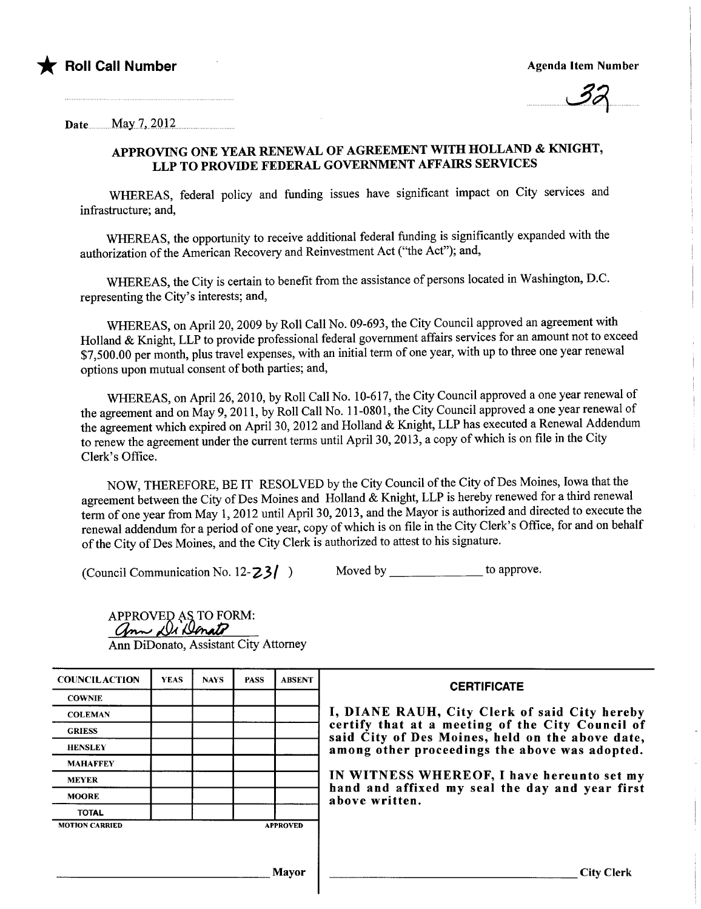★ **Roll Call Number**

**Agenda Item Number**

32

Date May 7, 2012

## APPROVING ONE YEAR RENEWAL OF AGREEMENT WITH HOLLAND & KNIGHT, LLP TO PROVIDE FEDERAL GOVERNMENT AFFAIRS SERVICES

WHEREAS, federal policy and funding issues have significant impact on City services and infrastructure; and,

WHEREAS, the opportunity to receive additional federal funding is significantly expanded with the authorization of the American Recovery and Reinvestment Act ("the Act"); and,

WHEREAS, the City is certain to benefit from the assistance of persons located in Washington, D.C. representing the City's interests; and,

WHEREAS, on April 20, 2009 by Roll Call No. 09-693, the City Council approved an agreement with Holland & Knight, LLP to provide professional federal government affairs services for an amount not to exceed $7,500.00 per month, plus travel expenses, with an initial term of one year, with up to three one year renewal options upon mutual consent of both parties; and,

WHEREAS, on April 26, 2010, by Roll Call No. 10-617, the City Council approved a one year renewal of the agreement and on May 9, 2011, by Roll Call No. 11-0801, the City Council approved a one year renewal of the agreement which expired on April 30, 2012 and Holland & Knight, LLP has executed a Renewal Addendum to renew the agreement under the current terms until April 30, 2013, a copy of which is on file in the City Clerk's Office.

NOW, THEREFORE, BE IT RESOLVED by the City Council of the City of Des Moines, Iowa that the agreement between the City of Des Moines and Holland & Knight, LLP is hereby renewed for a third renewal term of one year from May 1, 2012 until April 30, 2013, and the Mayor is authorized and directed to execute the renewal addendum for a period of one year, copy of which is on file in the City Clerk's Office, for and on behalf of the City of Des Moines, and the City Clerk is authorized to attest to his signature.

(Council Communication No. 12-231 ) Moved by _____________ to approve.

APPROVED AS TO FORM:
Ann DiDonato
Ann DiDonato, Assistant City Attorney

| COUNCIL ACTION | YEAS | NAYS | PASS | ABSENT |
|---|---|---|---|---|
| COWNIE | | | | |
| COLEMAN | | | | |
| GRIESS | | | | |
| HENSLEY | | | | |
| MAHAFFEY | | | | |
| MEYER | | | | |
| MOORE | | | | |
| TOTAL | | | | |

MOTION CARRIED APPROVED

_______________________________ Mayor

**CERTIFICATE**

**I, DIANE RAUH, City Clerk of said City hereby certify that at a meeting of the City Council of said City of Des Moines, held on the above date, among other proceedings the above was adopted.**

**IN WITNESS WHEREOF, I have hereunto set my hand and affixed my seal the day and year first above written.**

_______________________________ City Clerk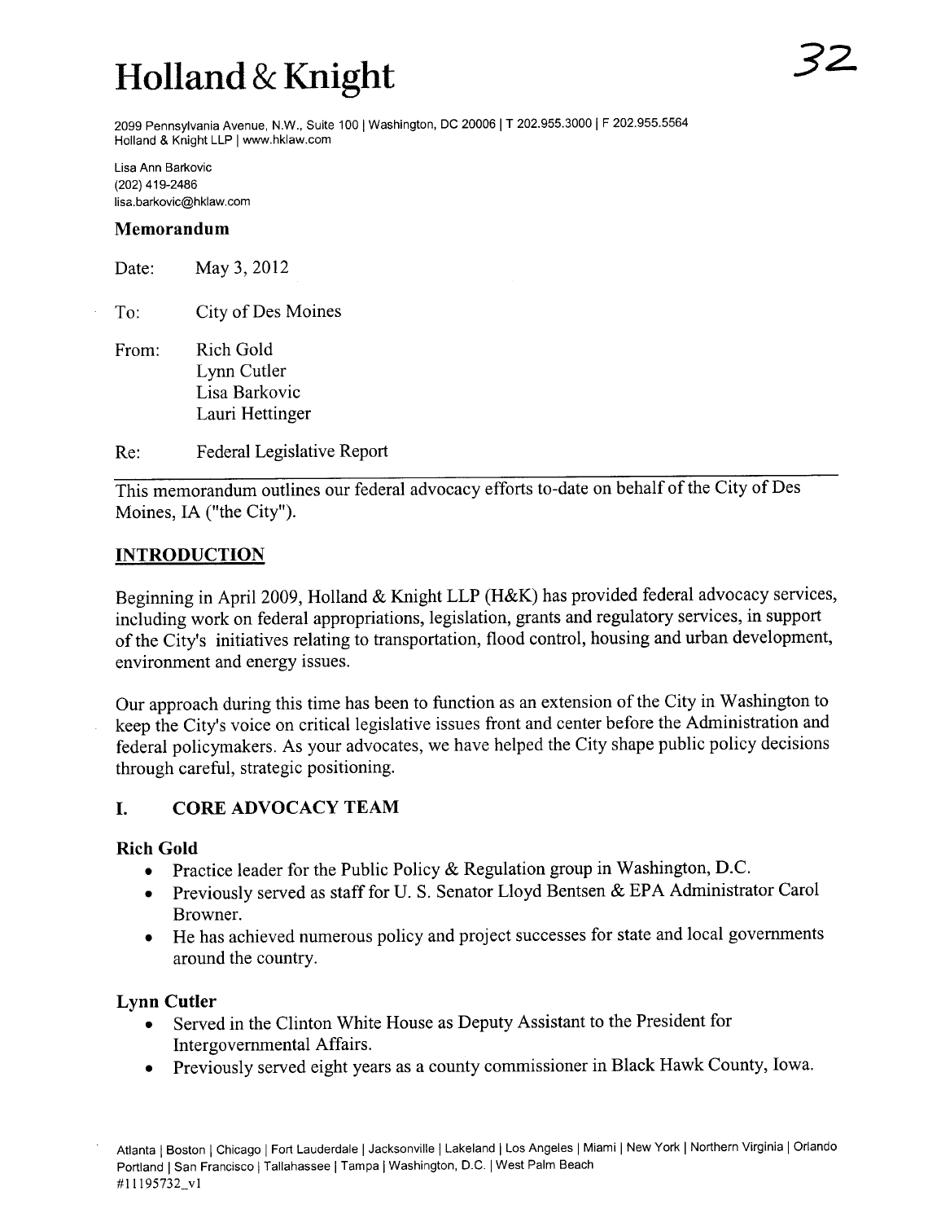# Holland & Knight

2099 Pennsylvania Avenue, N.W., Suite 100 | Washington, DC 20006 | T 202.955.3000 | F 202.955.5564
Holland & Knight LLP | www.hklaw.com

Lisa Ann Barkovic
(202) 419-2486
lisa.barkovic@hklaw.com

## Memorandum

Date: May 3, 2012

To: City of Des Moines

From: Rich Gold
Lynn Cutler
Lisa Barkovic
Lauri Hettinger

Re: Federal Legislative Report

---

This memorandum outlines our federal advocacy efforts to-date on behalf of the City of Des Moines, IA ("the City").

## INTRODUCTION

Beginning in April 2009, Holland & Knight LLP (H&K) has provided federal advocacy services, including work on federal appropriations, legislation, grants and regulatory services, in support of the City's initiatives relating to transportation, flood control, housing and urban development, environment and energy issues.

Our approach during this time has been to function as an extension of the City in Washington to keep the City's voice on critical legislative issues front and center before the Administration and federal policymakers. As your advocates, we have helped the City shape public policy decisions through careful, strategic positioning.

## I. CORE ADVOCACY TEAM

### Rich Gold

- Practice leader for the Public Policy & Regulation group in Washington, D.C.
- Previously served as staff for U. S. Senator Lloyd Bentsen & EPA Administrator Carol Browner.
- He has achieved numerous policy and project successes for state and local governments around the country.

### Lynn Cutler

- Served in the Clinton White House as Deputy Assistant to the President for Intergovernmental Affairs.
- Previously served eight years as a county commissioner in Black Hawk County, Iowa.

Atlanta | Boston | Chicago | Fort Lauderdale | Jacksonville | Lakeland | Los Angeles | Miami | New York | Northern Virginia | Orlando Portland | San Francisco | Tallahassee | Tampa | Washington, D.C. | West Palm Beach
#11195732_v1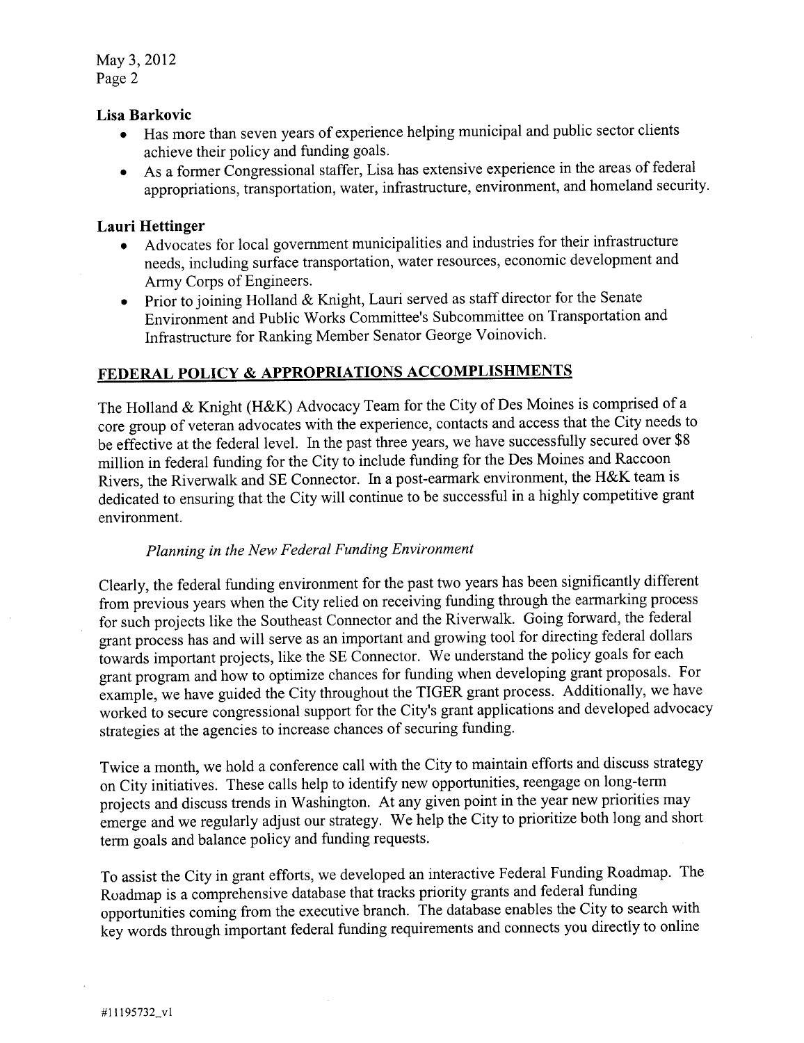**Lisa Barkovic**

- Has more than seven years of experience helping municipal and public sector clients achieve their policy and funding goals.
- As a former Congressional staffer, Lisa has extensive experience in the areas of federal appropriations, transportation, water, infrastructure, environment, and homeland security.

**Lauri Hettinger**

- Advocates for local government municipalities and industries for their infrastructure needs, including surface transportation, water resources, economic development and Army Corps of Engineers.
- Prior to joining Holland & Knight, Lauri served as staff director for the Senate Environment and Public Works Committee's Subcommittee on Transportation and Infrastructure for Ranking Member Senator George Voinovich.

## FEDERAL POLICY & APPROPRIATIONS ACCOMPLISHMENTS

The Holland & Knight (H&K) Advocacy Team for the City of Des Moines is comprised of a core group of veteran advocates with the experience, contacts and access that the City needs to be effective at the federal level. In the past three years, we have successfully secured over $8 million in federal funding for the City to include funding for the Des Moines and Raccoon Rivers, the Riverwalk and SE Connector. In a post-earmark environment, the H&K team is dedicated to ensuring that the City will continue to be successful in a highly competitive grant environment.

*Planning in the New Federal Funding Environment*

Clearly, the federal funding environment for the past two years has been significantly different from previous years when the City relied on receiving funding through the earmarking process for such projects like the Southeast Connector and the Riverwalk. Going forward, the federal grant process has and will serve as an important and growing tool for directing federal dollars towards important projects, like the SE Connector. We understand the policy goals for each grant program and how to optimize chances for funding when developing grant proposals. For example, we have guided the City throughout the TIGER grant process. Additionally, we have worked to secure congressional support for the City's grant applications and developed advocacy strategies at the agencies to increase chances of securing funding.

Twice a month, we hold a conference call with the City to maintain efforts and discuss strategy on City initiatives. These calls help to identify new opportunities, reengage on long-term projects and discuss trends in Washington. At any given point in the year new priorities may emerge and we regularly adjust our strategy. We help the City to prioritize both long and short term goals and balance policy and funding requests.

To assist the City in grant efforts, we developed an interactive Federal Funding Roadmap. The Roadmap is a comprehensive database that tracks priority grants and federal funding opportunities coming from the executive branch. The database enables the City to search with key words through important federal funding requirements and connects you directly to online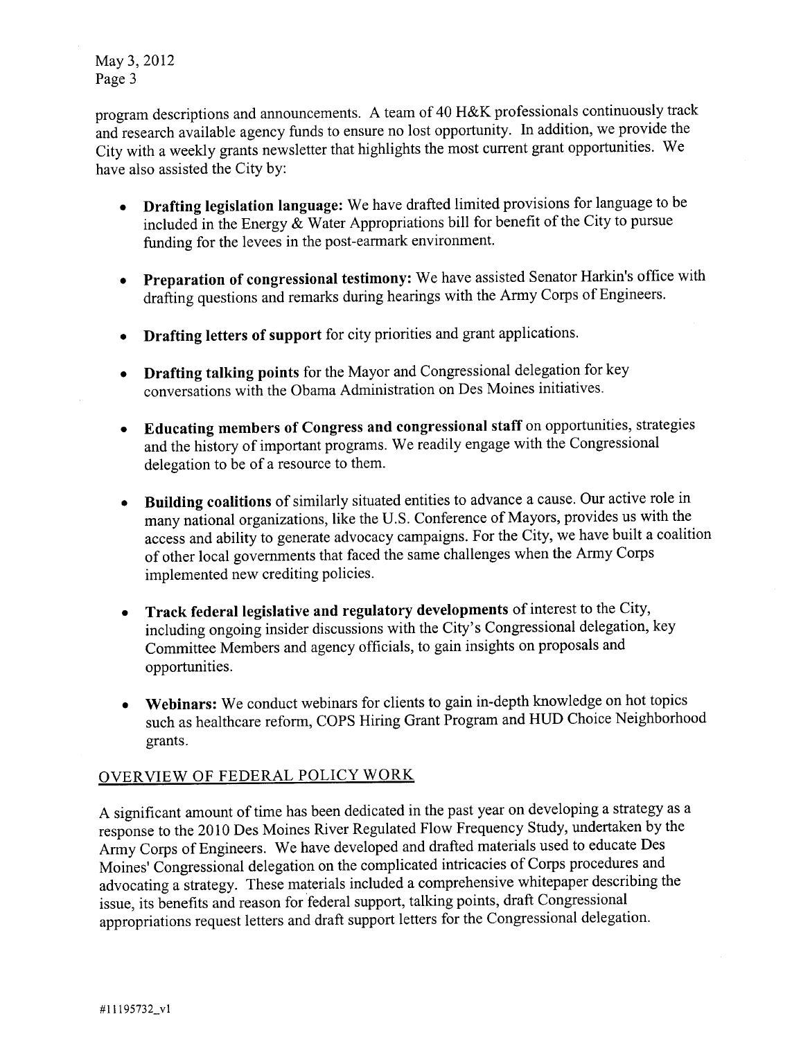program descriptions and announcements. A team of 40 H&K professionals continuously track and research available agency funds to ensure no lost opportunity. In addition, we provide the City with a weekly grants newsletter that highlights the most current grant opportunities. We have also assisted the City by:

- **Drafting legislation language:** We have drafted limited provisions for language to be included in the Energy & Water Appropriations bill for benefit of the City to pursue funding for the levees in the post-earmark environment.

- **Preparation of congressional testimony:** We have assisted Senator Harkin's office with drafting questions and remarks during hearings with the Army Corps of Engineers.

- **Drafting letters of support** for city priorities and grant applications.

- **Drafting talking points** for the Mayor and Congressional delegation for key conversations with the Obama Administration on Des Moines initiatives.

- **Educating members of Congress and congressional staff** on opportunities, strategies and the history of important programs. We readily engage with the Congressional delegation to be of a resource to them.

- **Building coalitions** of similarly situated entities to advance a cause. Our active role in many national organizations, like the U.S. Conference of Mayors, provides us with the access and ability to generate advocacy campaigns. For the City, we have built a coalition of other local governments that faced the same challenges when the Army Corps implemented new crediting policies.

- **Track federal legislative and regulatory developments** of interest to the City, including ongoing insider discussions with the City's Congressional delegation, key Committee Members and agency officials, to gain insights on proposals and opportunities.

- **Webinars:** We conduct webinars for clients to gain in-depth knowledge on hot topics such as healthcare reform, COPS Hiring Grant Program and HUD Choice Neighborhood grants.

## OVERVIEW OF FEDERAL POLICY WORK

A significant amount of time has been dedicated in the past year on developing a strategy as a response to the 2010 Des Moines River Regulated Flow Frequency Study, undertaken by the Army Corps of Engineers. We have developed and drafted materials used to educate Des Moines' Congressional delegation on the complicated intricacies of Corps procedures and advocating a strategy. These materials included a comprehensive whitepaper describing the issue, its benefits and reason for federal support, talking points, draft Congressional appropriations request letters and draft support letters for the Congressional delegation.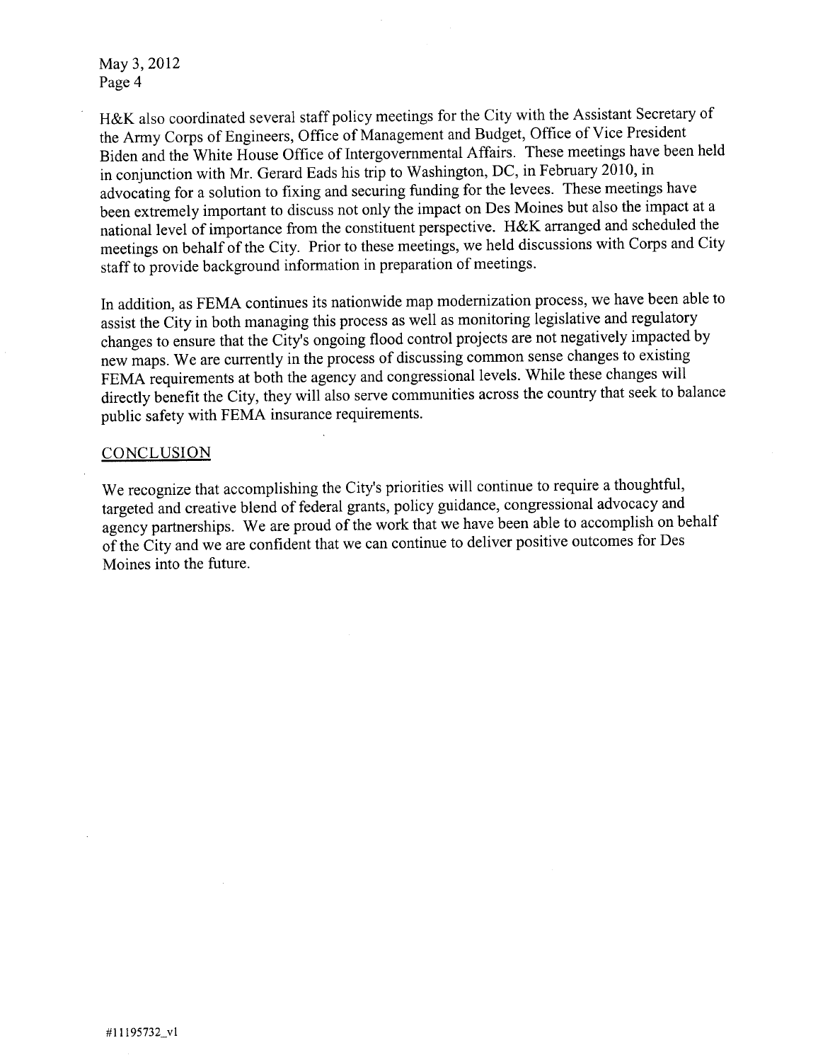H&K also coordinated several staff policy meetings for the City with the Assistant Secretary of the Army Corps of Engineers, Office of Management and Budget, Office of Vice President Biden and the White House Office of Intergovernmental Affairs. These meetings have been held in conjunction with Mr. Gerard Eads his trip to Washington, DC, in February 2010, in advocating for a solution to fixing and securing funding for the levees. These meetings have been extremely important to discuss not only the impact on Des Moines but also the impact at a national level of importance from the constituent perspective. H&K arranged and scheduled the meetings on behalf of the City. Prior to these meetings, we held discussions with Corps and City staff to provide background information in preparation of meetings.

In addition, as FEMA continues its nationwide map modernization process, we have been able to assist the City in both managing this process as well as monitoring legislative and regulatory changes to ensure that the City's ongoing flood control projects are not negatively impacted by new maps. We are currently in the process of discussing common sense changes to existing FEMA requirements at both the agency and congressional levels. While these changes will directly benefit the City, they will also serve communities across the country that seek to balance public safety with FEMA insurance requirements.

## CONCLUSION

We recognize that accomplishing the City's priorities will continue to require a thoughtful, targeted and creative blend of federal grants, policy guidance, congressional advocacy and agency partnerships. We are proud of the work that we have been able to accomplish on behalf of the City and we are confident that we can continue to deliver positive outcomes for Des Moines into the future.

#11195732_v1